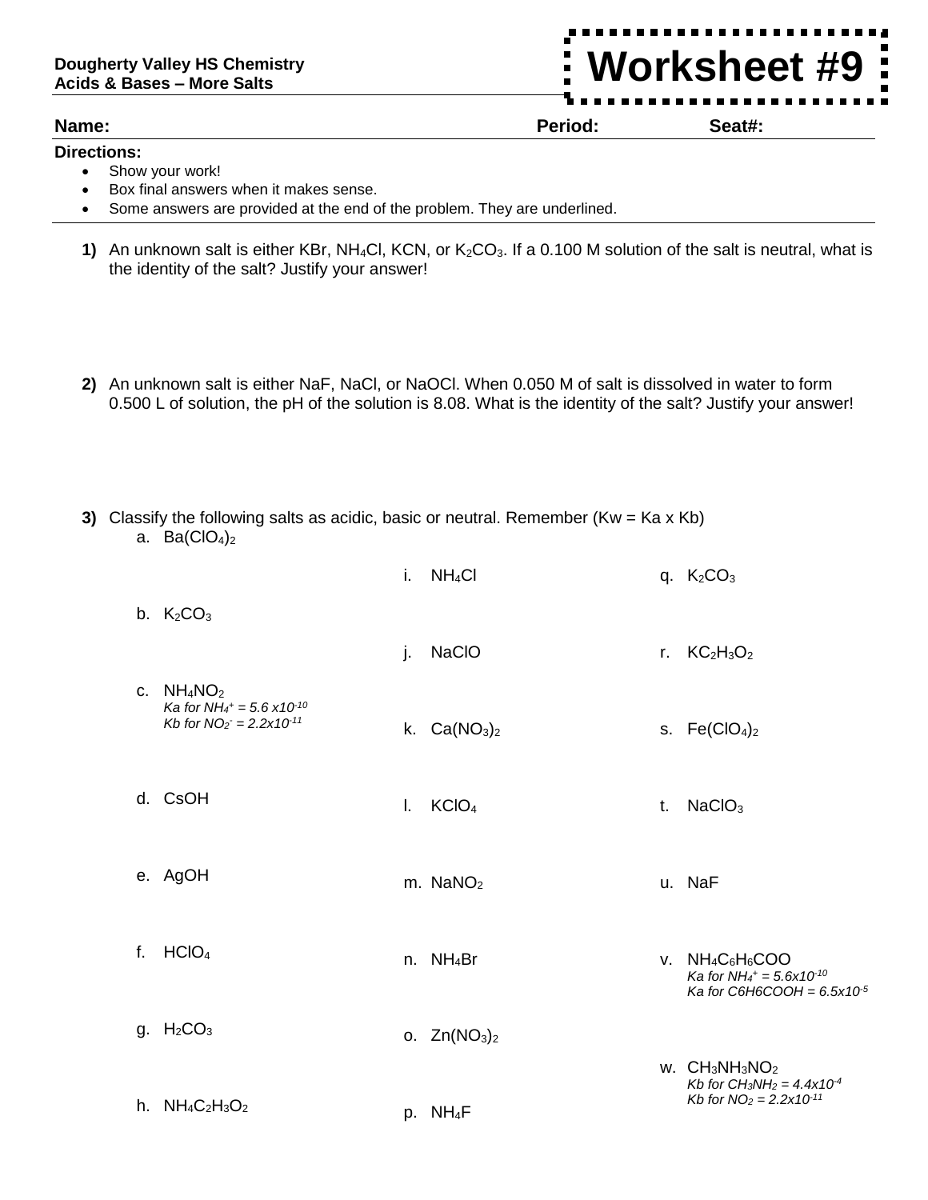**Dougherty Valley HS Chemistry**
**Acids & Bases – More Salts**

# Worksheet #9

**Name:** **Period:** **Seat#:**

**Directions:**

- Show your work!
- Box final answers when it makes sense.
- Some answers are provided at the end of the problem. They are underlined.

**1)** An unknown salt is either KBr, $NH_4Cl$, KCN, or $K_2CO_3$. If a 0.100 M solution of the salt is neutral, what is the identity of the salt? Justify your answer!

**2)** An unknown salt is either NaF, NaCl, or NaOCl. When 0.050 M of salt is dissolved in water to form 0.500 L of solution, the pH of the solution is 8.08. What is the identity of the salt? Justify your answer!

**3)** Classify the following salts as acidic, basic or neutral. Remember (Kw = Ka x Kb)

a. $Ba(ClO_4)_2$

b. $K_2CO_3$

c. $NH_4NO_2$
*Ka for $NH_4^+$ = 5.6 x$10^{-10}$*
*Kb for $NO_2^-$ = 2.2x$10^{-11}$*

d. CsOH

e. AgOH

f. $HClO_4$

g. $H_2CO_3$

h. $NH_4C_2H_3O_2$

i. $NH_4Cl$

j. NaClO

k. $Ca(NO_3)_2$

l. $KClO_4$

m. $NaNO_2$

n. $NH_4Br$

o. $Zn(NO_3)_2$

p. $NH_4F$

q. $K_2CO_3$

r. $KC_2H_3O_2$

s. $Fe(ClO_4)_2$

t. $NaClO_3$

u. NaF

v. $NH_4C_6H_6COO$
*Ka for $NH_4^+$ = 5.6x$10^{-10}$*
*Ka for C6H6COOH = 6.5x$10^{-5}$*

w. $CH_3NH_3NO_2$
*Kb for $CH_3NH_2$ = 4.4x$10^{-4}$*
*Kb for $NO_2$ = 2.2x$10^{-11}$*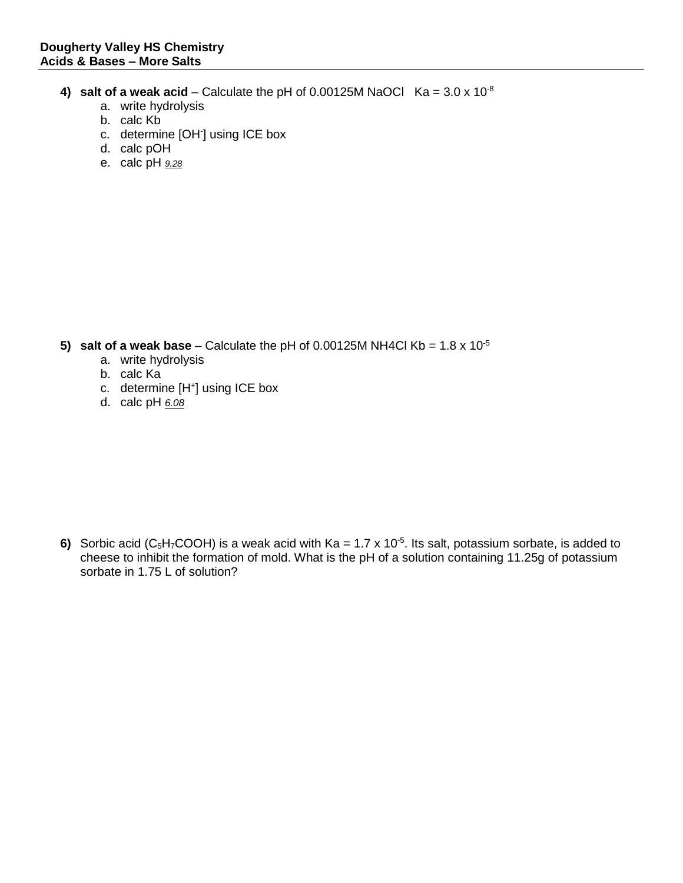**Dougherty Valley HS Chemistry**
**Acids & Bases – More Salts**

4) **salt of a weak acid** – Calculate the pH of 0.00125M NaOCl   Ka = $3.0 \times 10^{-8}$
   a. write hydrolysis
   b. calc Kb
   c. determine [$OH^-$] using ICE box
   d. calc pOH
   e. calc pH *9.28*

5) **salt of a weak base** – Calculate the pH of 0.00125M NH4Cl Kb = $1.8 \times 10^{-5}$
   a. write hydrolysis
   b. calc Ka
   c. determine [$H^+$] using ICE box
   d. calc pH *6.08*

6) Sorbic acid ($C_5H_7COOH$) is a weak acid with Ka = $1.7 \times 10^{-5}$. Its salt, potassium sorbate, is added to cheese to inhibit the formation of mold. What is the pH of a solution containing 11.25g of potassium sorbate in 1.75 L of solution?